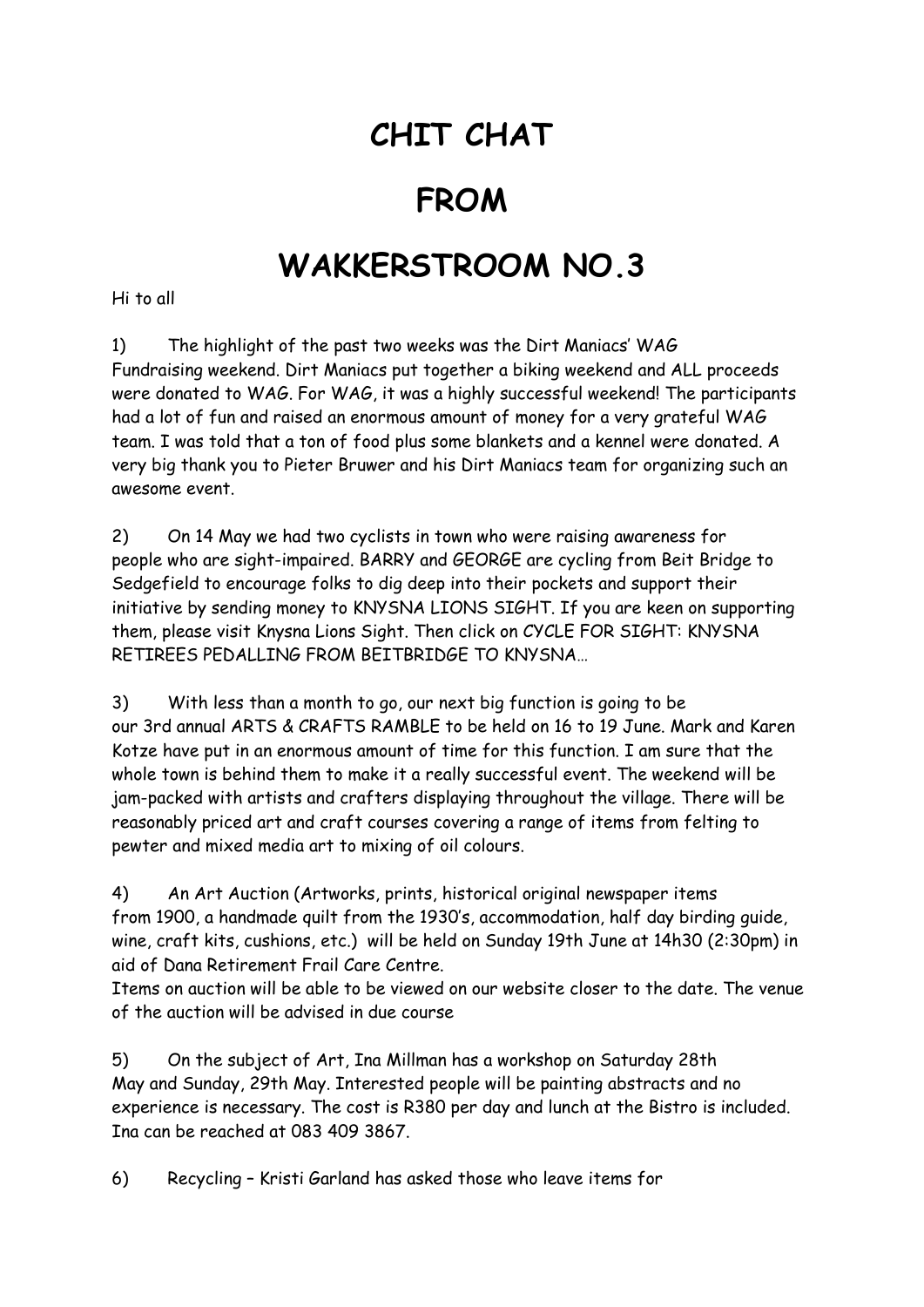# CHIT CHAT

# FROM

# WAKKERSTROOM NO.3

Hi to all

1) The highlight of the past two weeks was the Dirt Maniacs' WAG Fundraising weekend. Dirt Maniacs put together a biking weekend and ALL proceeds were donated to WAG. For WAG, it was a highly successful weekend! The participants had a lot of fun and raised an enormous amount of money for a very grateful WAG team. I was told that a ton of food plus some blankets and a kennel were donated. A very big thank you to Pieter Bruwer and his Dirt Maniacs team for organizing such an awesome event.

2) On 14 May we had two cyclists in town who were raising awareness for people who are sight-impaired. BARRY and GEORGE are cycling from Beit Bridge to Sedgefield to encourage folks to dig deep into their pockets and support their initiative by sending money to KNYSNA LIONS SIGHT. If you are keen on supporting them, please visit Knysna Lions Sight. Then click on CYCLE FOR SIGHT: KNYSNA RETIREES PEDALLING FROM BEITBRIDGE TO KNYSNA…

3) With less than a month to go, our next big function is going to be our 3rd annual ARTS & CRAFTS RAMBLE to be held on 16 to 19 June. Mark and Karen Kotze have put in an enormous amount of time for this function. I am sure that the whole town is behind them to make it a really successful event. The weekend will be jam-packed with artists and crafters displaying throughout the village. There will be reasonably priced art and craft courses covering a range of items from felting to pewter and mixed media art to mixing of oil colours.

4) An Art Auction (Artworks, prints, historical original newspaper items from 1900, a handmade quilt from the 1930's, accommodation, half day birding guide, wine, craft kits, cushions, etc.) will be held on Sunday 19th June at 14h30 (2:30pm) in aid of Dana Retirement Frail Care Centre.
Items on auction will be able to be viewed on our website closer to the date. The venue of the auction will be advised in due course

5) On the subject of Art, Ina Millman has a workshop on Saturday 28th May and Sunday, 29th May. Interested people will be painting abstracts and no experience is necessary. The cost is R380 per day and lunch at the Bistro is included. Ina can be reached at 083 409 3867.

6) Recycling – Kristi Garland has asked those who leave items for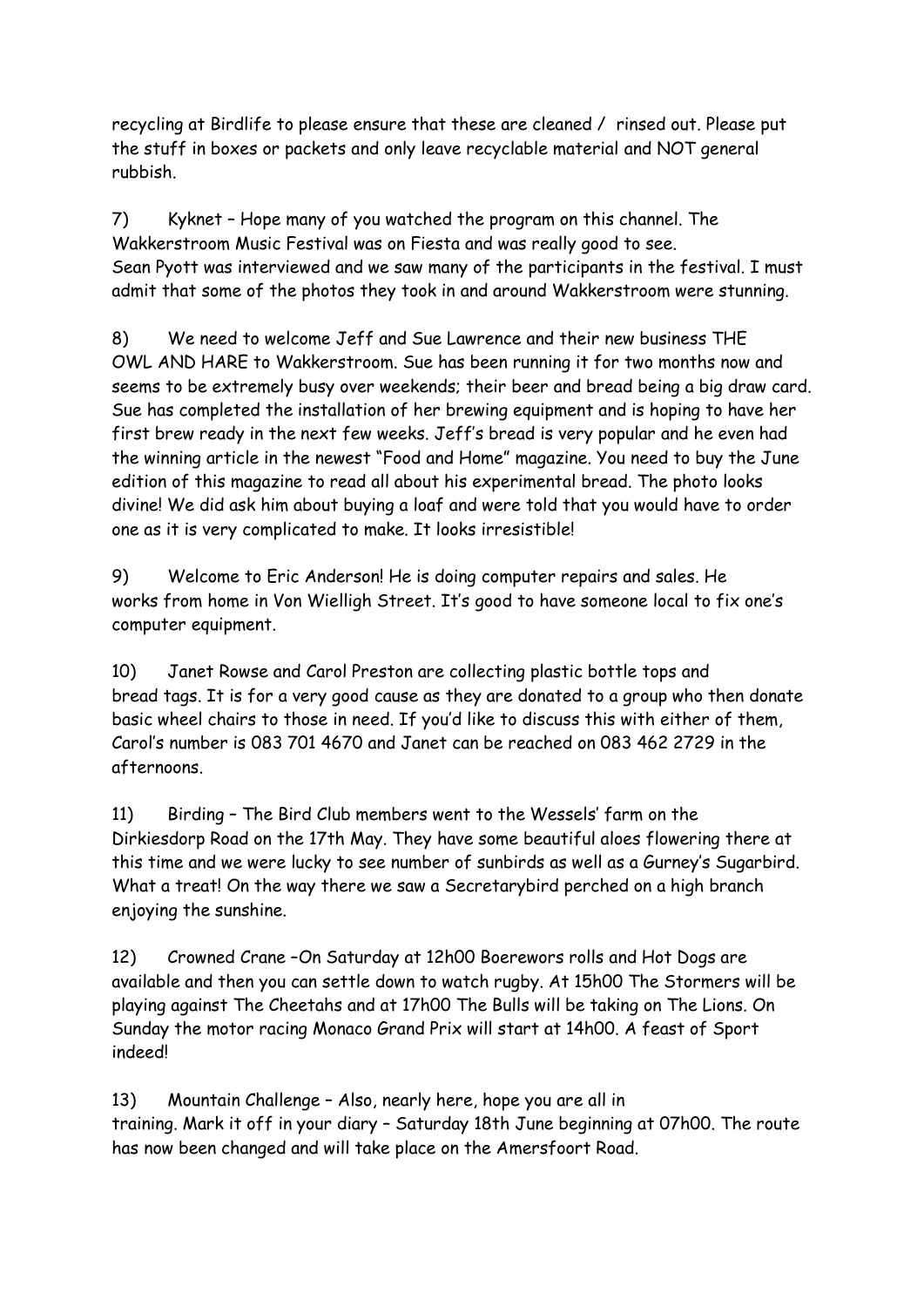recycling at Birdlife to please ensure that these are cleaned / rinsed out. Please put the stuff in boxes or packets and only leave recyclable material and NOT general rubbish.

7) Kyknet – Hope many of you watched the program on this channel. The Wakkerstroom Music Festival was on Fiesta and was really good to see. Sean Pyott was interviewed and we saw many of the participants in the festival. I must admit that some of the photos they took in and around Wakkerstroom were stunning.

8) We need to welcome Jeff and Sue Lawrence and their new business THE OWL AND HARE to Wakkerstroom. Sue has been running it for two months now and seems to be extremely busy over weekends; their beer and bread being a big draw card. Sue has completed the installation of her brewing equipment and is hoping to have her first brew ready in the next few weeks. Jeff's bread is very popular and he even had the winning article in the newest "Food and Home" magazine. You need to buy the June edition of this magazine to read all about his experimental bread. The photo looks divine! We did ask him about buying a loaf and were told that you would have to order one as it is very complicated to make. It looks irresistible!

9) Welcome to Eric Anderson! He is doing computer repairs and sales. He works from home in Von Wielligh Street. It's good to have someone local to fix one's computer equipment.

10) Janet Rowse and Carol Preston are collecting plastic bottle tops and bread tags. It is for a very good cause as they are donated to a group who then donate basic wheel chairs to those in need. If you'd like to discuss this with either of them, Carol's number is 083 701 4670 and Janet can be reached on 083 462 2729 in the afternoons.

11) Birding – The Bird Club members went to the Wessels' farm on the Dirkiesdorp Road on the 17th May. They have some beautiful aloes flowering there at this time and we were lucky to see number of sunbirds as well as a Gurney's Sugarbird. What a treat! On the way there we saw a Secretarybird perched on a high branch enjoying the sunshine.

12) Crowned Crane –On Saturday at 12h00 Boerewors rolls and Hot Dogs are available and then you can settle down to watch rugby. At 15h00 The Stormers will be playing against The Cheetahs and at 17h00 The Bulls will be taking on The Lions. On Sunday the motor racing Monaco Grand Prix will start at 14h00. A feast of Sport indeed!

13) Mountain Challenge – Also, nearly here, hope you are all in training. Mark it off in your diary – Saturday 18th June beginning at 07h00. The route has now been changed and will take place on the Amersfoort Road.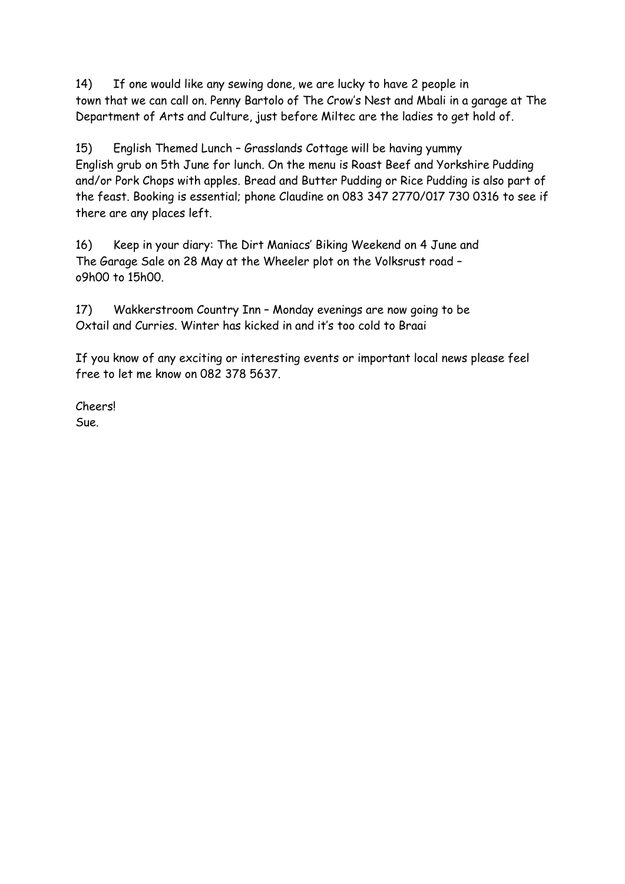14) If one would like any sewing done, we are lucky to have 2 people in town that we can call on. Penny Bartolo of The Crow's Nest and Mbali in a garage at The Department of Arts and Culture, just before Miltec are the ladies to get hold of.

15) English Themed Lunch – Grasslands Cottage will be having yummy English grub on 5th June for lunch. On the menu is Roast Beef and Yorkshire Pudding and/or Pork Chops with apples. Bread and Butter Pudding or Rice Pudding is also part of the feast. Booking is essential; phone Claudine on 083 347 2770/017 730 0316 to see if there are any places left.

16) Keep in your diary: The Dirt Maniacs' Biking Weekend on 4 June and The Garage Sale on 28 May at the Wheeler plot on the Volksrust road – o9h00 to 15h00.

17) Wakkerstroom Country Inn – Monday evenings are now going to be Oxtail and Curries. Winter has kicked in and it's too cold to Braai

If you know of any exciting or interesting events or important local news please feel free to let me know on 082 378 5637.

Cheers!
Sue.